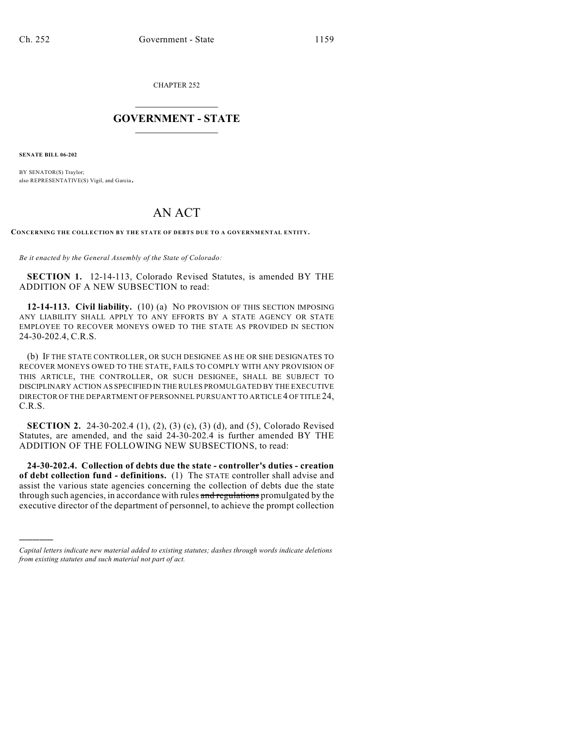CHAPTER 252

# GOVERNMENT - STATE

**SENATE BILL 06-202**

BY SENATOR(S) Traylor;
also REPRESENTATIVE(S) Vigil, and Garcia.

# AN ACT

**CONCERNING THE COLLECTION BY THE STATE OF DEBTS DUE TO A GOVERNMENTAL ENTITY.**

*Be it enacted by the General Assembly of the State of Colorado:*

**SECTION 1.** 12-14-113, Colorado Revised Statutes, is amended BY THE ADDITION OF A NEW SUBSECTION to read:

**12-14-113. Civil liability.** (10) (a) NO PROVISION OF THIS SECTION IMPOSING ANY LIABILITY SHALL APPLY TO ANY EFFORTS BY A STATE AGENCY OR STATE EMPLOYEE TO RECOVER MONEYS OWED TO THE STATE AS PROVIDED IN SECTION 24-30-202.4, C.R.S.

(b) IF THE STATE CONTROLLER, OR SUCH DESIGNEE AS HE OR SHE DESIGNATES TO RECOVER MONEYS OWED TO THE STATE, FAILS TO COMPLY WITH ANY PROVISION OF THIS ARTICLE, THE CONTROLLER, OR SUCH DESIGNEE, SHALL BE SUBJECT TO DISCIPLINARY ACTION AS SPECIFIED IN THE RULES PROMULGATED BY THE EXECUTIVE DIRECTOR OF THE DEPARTMENT OF PERSONNEL PURSUANT TO ARTICLE 4 OF TITLE 24, C.R.S.

**SECTION 2.** 24-30-202.4 (1), (2), (3) (c), (3) (d), and (5), Colorado Revised Statutes, are amended, and the said 24-30-202.4 is further amended BY THE ADDITION OF THE FOLLOWING NEW SUBSECTIONS, to read:

**24-30-202.4. Collection of debts due the state - controller's duties - creation of debt collection fund - definitions.** (1) The STATE controller shall advise and assist the various state agencies concerning the collection of debts due the state through such agencies, in accordance with rules ~~and regulations~~ promulgated by the executive director of the department of personnel, to achieve the prompt collection

---

*Capital letters indicate new material added to existing statutes; dashes through words indicate deletions from existing statutes and such material not part of act.*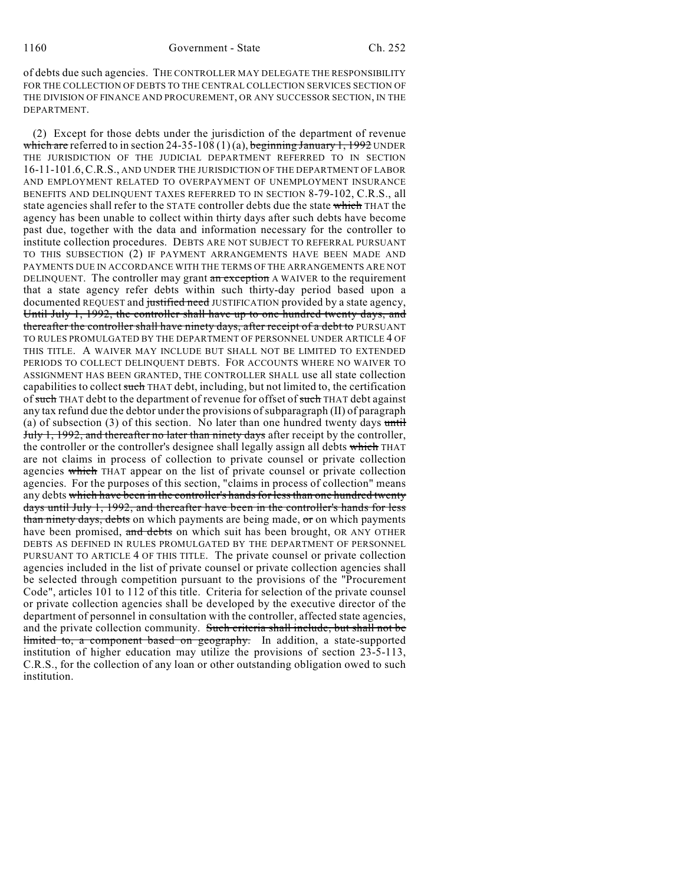of debts due such agencies. THE CONTROLLER MAY DELEGATE THE RESPONSIBILITY FOR THE COLLECTION OF DEBTS TO THE CENTRAL COLLECTION SERVICES SECTION OF THE DIVISION OF FINANCE AND PROCUREMENT, OR ANY SUCCESSOR SECTION, IN THE DEPARTMENT.

(2) Except for those debts under the jurisdiction of the department of revenue ~~which are~~ referred to in section 24-35-108 (1) (a), ~~beginning January 1, 1992~~ UNDER THE JURISDICTION OF THE JUDICIAL DEPARTMENT REFERRED TO IN SECTION 16-11-101.6, C.R.S., AND UNDER THE JURISDICTION OF THE DEPARTMENT OF LABOR AND EMPLOYMENT RELATED TO OVERPAYMENT OF UNEMPLOYMENT INSURANCE BENEFITS AND DELINQUENT TAXES REFERRED TO IN SECTION 8-79-102, C.R.S., all state agencies shall refer to the STATE controller debts due the state ~~which~~ THAT the agency has been unable to collect within thirty days after such debts have become past due, together with the data and information necessary for the controller to institute collection procedures. DEBTS ARE NOT SUBJECT TO REFERRAL PURSUANT TO THIS SUBSECTION (2) IF PAYMENT ARRANGEMENTS HAVE BEEN MADE AND PAYMENTS DUE IN ACCORDANCE WITH THE TERMS OF THE ARRANGEMENTS ARE NOT DELINQUENT. The controller may grant ~~an exception~~ A WAIVER to the requirement that a state agency refer debts within such thirty-day period based upon a documented REQUEST and ~~justified need~~ JUSTIFICATION provided by a state agency, ~~Until July 1, 1992, the controller shall have up to one hundred twenty days, and thereafter the controller shall have ninety days, after receipt of a debt to~~ PURSUANT TO RULES PROMULGATED BY THE DEPARTMENT OF PERSONNEL UNDER ARTICLE 4 OF THIS TITLE. A WAIVER MAY INCLUDE BUT SHALL NOT BE LIMITED TO EXTENDED PERIODS TO COLLECT DELINQUENT DEBTS. FOR ACCOUNTS WHERE NO WAIVER TO ASSIGNMENT HAS BEEN GRANTED, THE CONTROLLER SHALL use all state collection capabilities to collect ~~such~~ THAT debt, including, but not limited to, the certification of ~~such~~ THAT debt to the department of revenue for offset of ~~such~~ THAT debt against any tax refund due the debtor under the provisions of subparagraph (II) of paragraph (a) of subsection (3) of this section. No later than one hundred twenty days ~~until July 1, 1992, and thereafter no later than ninety days~~ after receipt by the controller, the controller or the controller's designee shall legally assign all debts ~~which~~ THAT are not claims in process of collection to private counsel or private collection agencies ~~which~~ THAT appear on the list of private counsel or private collection agencies. For the purposes of this section, "claims in process of collection" means any debts ~~which have been in the controller's hands for less than one hundred twenty days until July 1, 1992, and thereafter have been in the controller's hands for less than ninety days, debts~~ on which payments are being made, ~~or~~ on which payments have been promised, ~~and debts~~ on which suit has been brought, OR ANY OTHER DEBTS AS DEFINED IN RULES PROMULGATED BY THE DEPARTMENT OF PERSONNEL PURSUANT TO ARTICLE 4 OF THIS TITLE. The private counsel or private collection agencies included in the list of private counsel or private collection agencies shall be selected through competition pursuant to the provisions of the "Procurement Code", articles 101 to 112 of this title. Criteria for selection of the private counsel or private collection agencies shall be developed by the executive director of the department of personnel in consultation with the controller, affected state agencies, and the private collection community. ~~Such criteria shall include, but shall not be limited to, a component based on geography.~~ In addition, a state-supported institution of higher education may utilize the provisions of section 23-5-113, C.R.S., for the collection of any loan or other outstanding obligation owed to such institution.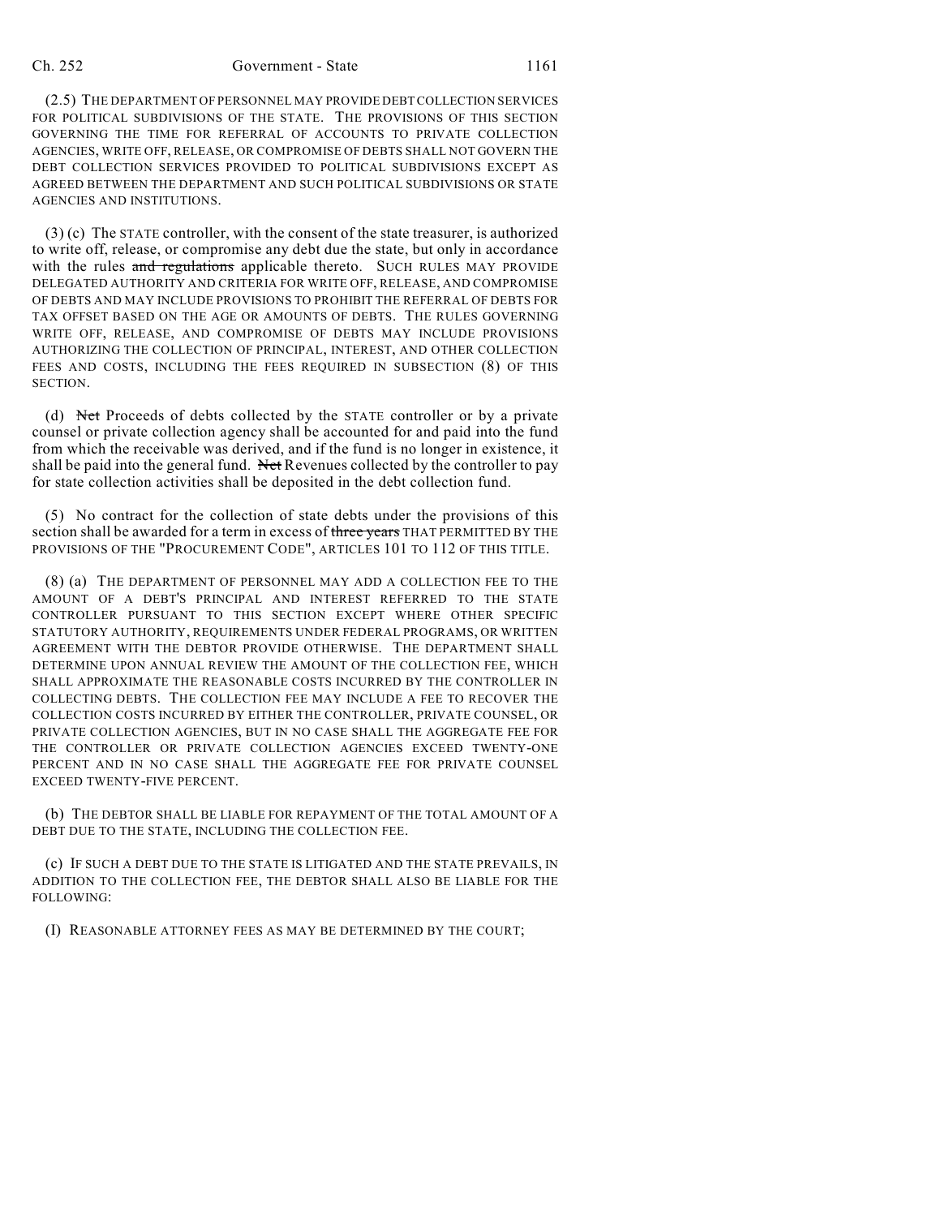(2.5) THE DEPARTMENT OF PERSONNEL MAY PROVIDE DEBT COLLECTION SERVICES FOR POLITICAL SUBDIVISIONS OF THE STATE. THE PROVISIONS OF THIS SECTION GOVERNING THE TIME FOR REFERRAL OF ACCOUNTS TO PRIVATE COLLECTION AGENCIES, WRITE OFF, RELEASE, OR COMPROMISE OF DEBTS SHALL NOT GOVERN THE DEBT COLLECTION SERVICES PROVIDED TO POLITICAL SUBDIVISIONS EXCEPT AS AGREED BETWEEN THE DEPARTMENT AND SUCH POLITICAL SUBDIVISIONS OR STATE AGENCIES AND INSTITUTIONS.

(3) (c) The STATE controller, with the consent of the state treasurer, is authorized to write off, release, or compromise any debt due the state, but only in accordance with the rules ~~and regulations~~ applicable thereto. SUCH RULES MAY PROVIDE DELEGATED AUTHORITY AND CRITERIA FOR WRITE OFF, RELEASE, AND COMPROMISE OF DEBTS AND MAY INCLUDE PROVISIONS TO PROHIBIT THE REFERRAL OF DEBTS FOR TAX OFFSET BASED ON THE AGE OR AMOUNTS OF DEBTS. THE RULES GOVERNING WRITE OFF, RELEASE, AND COMPROMISE OF DEBTS MAY INCLUDE PROVISIONS AUTHORIZING THE COLLECTION OF PRINCIPAL, INTEREST, AND OTHER COLLECTION FEES AND COSTS, INCLUDING THE FEES REQUIRED IN SUBSECTION (8) OF THIS SECTION.

(d) ~~Net~~ Proceeds of debts collected by the STATE controller or by a private counsel or private collection agency shall be accounted for and paid into the fund from which the receivable was derived, and if the fund is no longer in existence, it shall be paid into the general fund. ~~Net~~ Revenues collected by the controller to pay for state collection activities shall be deposited in the debt collection fund.

(5) No contract for the collection of state debts under the provisions of this section shall be awarded for a term in excess of ~~three years~~ THAT PERMITTED BY THE PROVISIONS OF THE "PROCUREMENT CODE", ARTICLES 101 TO 112 OF THIS TITLE.

(8) (a) THE DEPARTMENT OF PERSONNEL MAY ADD A COLLECTION FEE TO THE AMOUNT OF A DEBT'S PRINCIPAL AND INTEREST REFERRED TO THE STATE CONTROLLER PURSUANT TO THIS SECTION EXCEPT WHERE OTHER SPECIFIC STATUTORY AUTHORITY, REQUIREMENTS UNDER FEDERAL PROGRAMS, OR WRITTEN AGREEMENT WITH THE DEBTOR PROVIDE OTHERWISE. THE DEPARTMENT SHALL DETERMINE UPON ANNUAL REVIEW THE AMOUNT OF THE COLLECTION FEE, WHICH SHALL APPROXIMATE THE REASONABLE COSTS INCURRED BY THE CONTROLLER IN COLLECTING DEBTS. THE COLLECTION FEE MAY INCLUDE A FEE TO RECOVER THE COLLECTION COSTS INCURRED BY EITHER THE CONTROLLER, PRIVATE COUNSEL, OR PRIVATE COLLECTION AGENCIES, BUT IN NO CASE SHALL THE AGGREGATE FEE FOR THE CONTROLLER OR PRIVATE COLLECTION AGENCIES EXCEED TWENTY-ONE PERCENT AND IN NO CASE SHALL THE AGGREGATE FEE FOR PRIVATE COUNSEL EXCEED TWENTY-FIVE PERCENT.

(b) THE DEBTOR SHALL BE LIABLE FOR REPAYMENT OF THE TOTAL AMOUNT OF A DEBT DUE TO THE STATE, INCLUDING THE COLLECTION FEE.

(c) IF SUCH A DEBT DUE TO THE STATE IS LITIGATED AND THE STATE PREVAILS, IN ADDITION TO THE COLLECTION FEE, THE DEBTOR SHALL ALSO BE LIABLE FOR THE FOLLOWING:

(I) REASONABLE ATTORNEY FEES AS MAY BE DETERMINED BY THE COURT;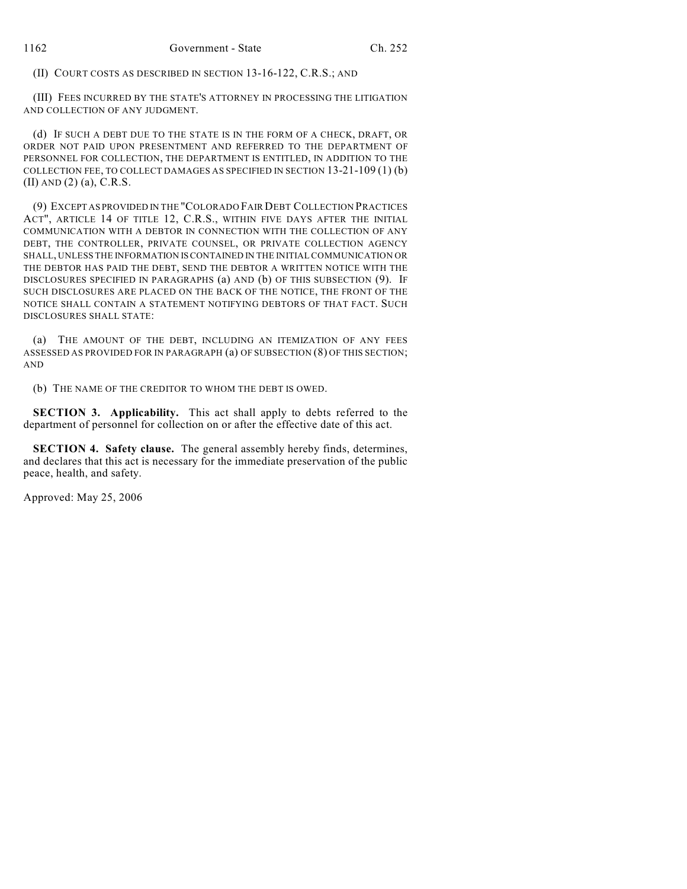(II) COURT COSTS AS DESCRIBED IN SECTION 13-16-122, C.R.S.; AND

(III) FEES INCURRED BY THE STATE'S ATTORNEY IN PROCESSING THE LITIGATION AND COLLECTION OF ANY JUDGMENT.

(d) IF SUCH A DEBT DUE TO THE STATE IS IN THE FORM OF A CHECK, DRAFT, OR ORDER NOT PAID UPON PRESENTMENT AND REFERRED TO THE DEPARTMENT OF PERSONNEL FOR COLLECTION, THE DEPARTMENT IS ENTITLED, IN ADDITION TO THE COLLECTION FEE, TO COLLECT DAMAGES AS SPECIFIED IN SECTION 13-21-109 (1) (b) (II) AND (2) (a), C.R.S.

(9) EXCEPT AS PROVIDED IN THE "COLORADO FAIR DEBT COLLECTION PRACTICES ACT", ARTICLE 14 OF TITLE 12, C.R.S., WITHIN FIVE DAYS AFTER THE INITIAL COMMUNICATION WITH A DEBTOR IN CONNECTION WITH THE COLLECTION OF ANY DEBT, THE CONTROLLER, PRIVATE COUNSEL, OR PRIVATE COLLECTION AGENCY SHALL, UNLESS THE INFORMATION IS CONTAINED IN THE INITIAL COMMUNICATION OR THE DEBTOR HAS PAID THE DEBT, SEND THE DEBTOR A WRITTEN NOTICE WITH THE DISCLOSURES SPECIFIED IN PARAGRAPHS (a) AND (b) OF THIS SUBSECTION (9). IF SUCH DISCLOSURES ARE PLACED ON THE BACK OF THE NOTICE, THE FRONT OF THE NOTICE SHALL CONTAIN A STATEMENT NOTIFYING DEBTORS OF THAT FACT. SUCH DISCLOSURES SHALL STATE:

(a) THE AMOUNT OF THE DEBT, INCLUDING AN ITEMIZATION OF ANY FEES ASSESSED AS PROVIDED FOR IN PARAGRAPH (a) OF SUBSECTION (8) OF THIS SECTION; AND

(b) THE NAME OF THE CREDITOR TO WHOM THE DEBT IS OWED.

**SECTION 3. Applicability.** This act shall apply to debts referred to the department of personnel for collection on or after the effective date of this act.

**SECTION 4. Safety clause.** The general assembly hereby finds, determines, and declares that this act is necessary for the immediate preservation of the public peace, health, and safety.

Approved: May 25, 2006